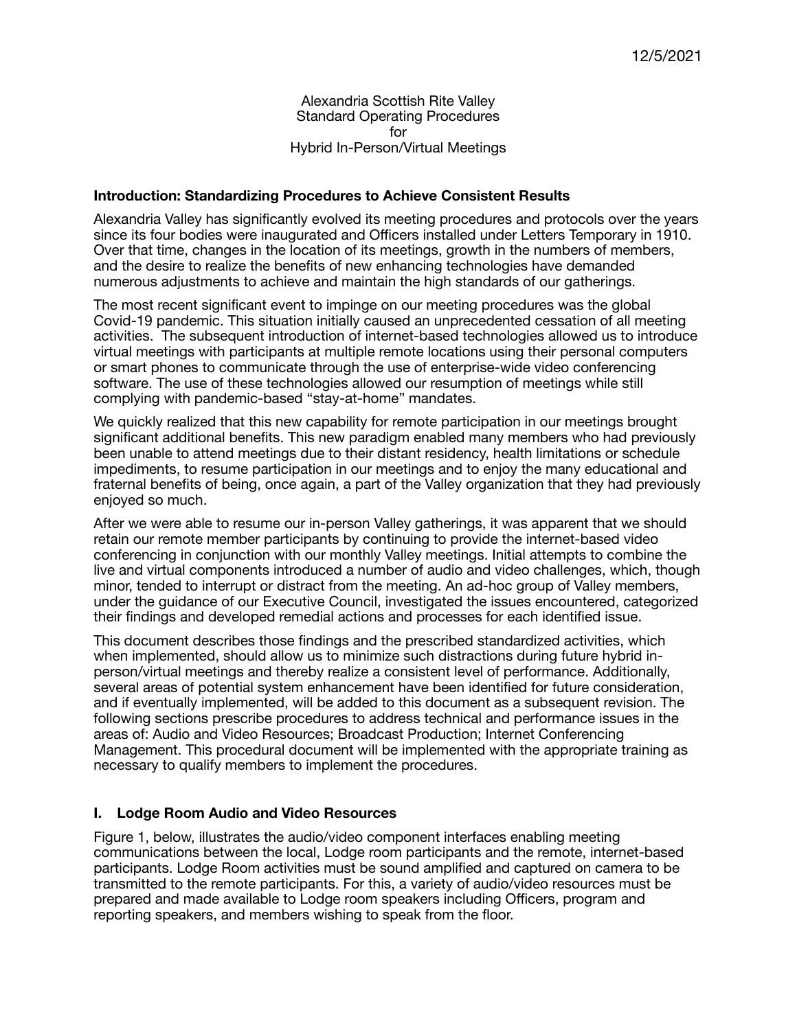12/5/2021

Alexandria Scottish Rite Valley
Standard Operating Procedures
for
Hybrid In-Person/Virtual Meetings

**Introduction: Standardizing Procedures to Achieve Consistent Results**

Alexandria Valley has significantly evolved its meeting procedures and protocols over the years since its four bodies were inaugurated and Officers installed under Letters Temporary in 1910. Over that time, changes in the location of its meetings, growth in the numbers of members, and the desire to realize the benefits of new enhancing technologies have demanded numerous adjustments to achieve and maintain the high standards of our gatherings.

The most recent significant event to impinge on our meeting procedures was the global Covid-19 pandemic. This situation initially caused an unprecedented cessation of all meeting activities. The subsequent introduction of internet-based technologies allowed us to introduce virtual meetings with participants at multiple remote locations using their personal computers or smart phones to communicate through the use of enterprise-wide video conferencing software. The use of these technologies allowed our resumption of meetings while still complying with pandemic-based "stay-at-home" mandates.

We quickly realized that this new capability for remote participation in our meetings brought significant additional benefits. This new paradigm enabled many members who had previously been unable to attend meetings due to their distant residency, health limitations or schedule impediments, to resume participation in our meetings and to enjoy the many educational and fraternal benefits of being, once again, a part of the Valley organization that they had previously enjoyed so much.

After we were able to resume our in-person Valley gatherings, it was apparent that we should retain our remote member participants by continuing to provide the internet-based video conferencing in conjunction with our monthly Valley meetings. Initial attempts to combine the live and virtual components introduced a number of audio and video challenges, which, though minor, tended to interrupt or distract from the meeting. An ad-hoc group of Valley members, under the guidance of our Executive Council, investigated the issues encountered, categorized their findings and developed remedial actions and processes for each identified issue.

This document describes those findings and the prescribed standardized activities, which when implemented, should allow us to minimize such distractions during future hybrid in-person/virtual meetings and thereby realize a consistent level of performance. Additionally, several areas of potential system enhancement have been identified for future consideration, and if eventually implemented, will be added to this document as a subsequent revision. The following sections prescribe procedures to address technical and performance issues in the areas of: Audio and Video Resources; Broadcast Production; Internet Conferencing Management. This procedural document will be implemented with the appropriate training as necessary to qualify members to implement the procedures.

## I. Lodge Room Audio and Video Resources

Figure 1, below, illustrates the audio/video component interfaces enabling meeting communications between the local, Lodge room participants and the remote, internet-based participants. Lodge Room activities must be sound amplified and captured on camera to be transmitted to the remote participants. For this, a variety of audio/video resources must be prepared and made available to Lodge room speakers including Officers, program and reporting speakers, and members wishing to speak from the floor.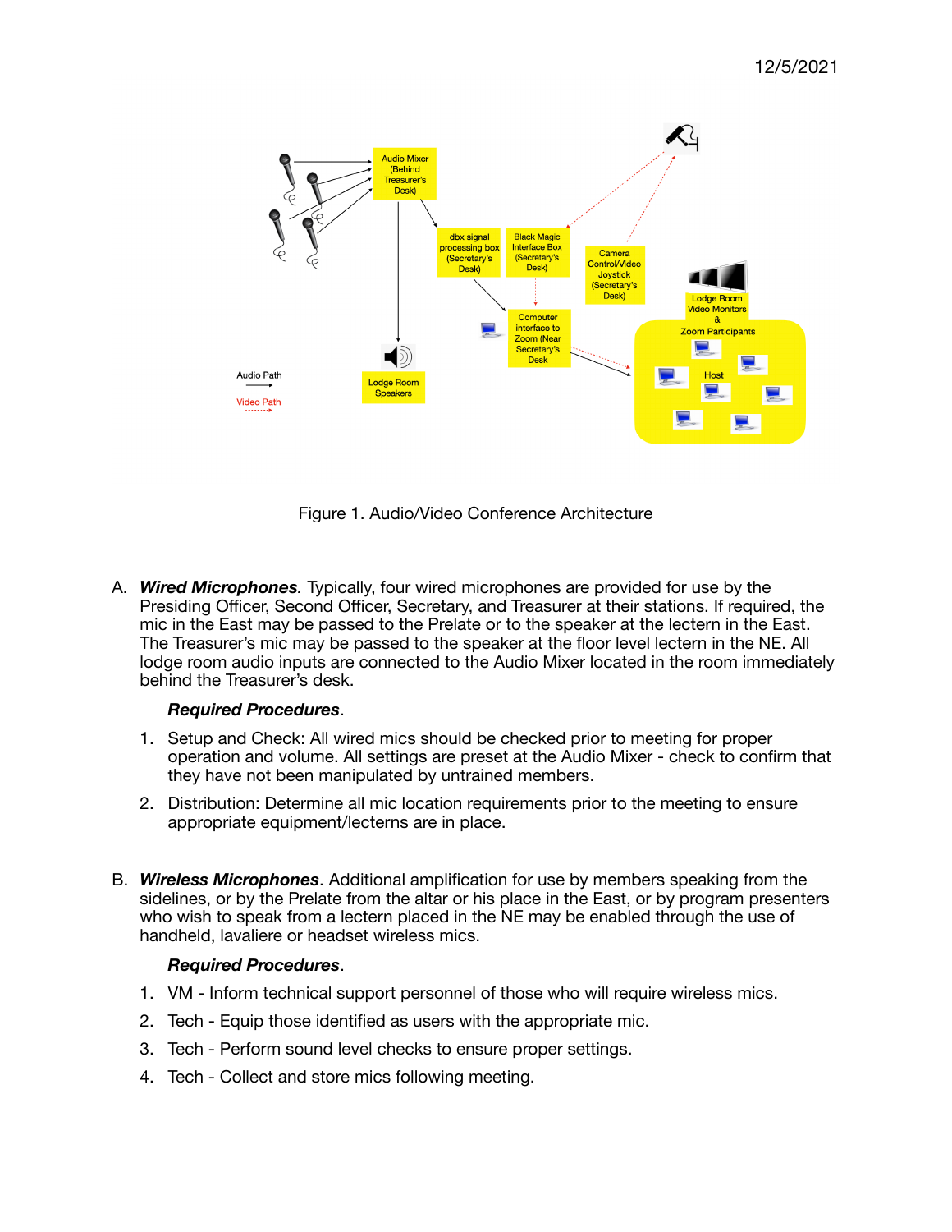Figure 1. Audio/Video Conference Architecture

A. ***Wired Microphones***. Typically, four wired microphones are provided for use by the Presiding Officer, Second Officer, Secretary, and Treasurer at their stations. If required, the mic in the East may be passed to the Prelate or to the speaker at the lectern in the East. The Treasurer's mic may be passed to the speaker at the floor level lectern in the NE. All lodge room audio inputs are connected to the Audio Mixer located in the room immediately behind the Treasurer's desk.

***Required Procedures***.

1. Setup and Check: All wired mics should be checked prior to meeting for proper operation and volume. All settings are preset at the Audio Mixer - check to confirm that they have not been manipulated by untrained members.
2. Distribution: Determine all mic location requirements prior to the meeting to ensure appropriate equipment/lecterns are in place.

B. ***Wireless Microphones***. Additional amplification for use by members speaking from the sidelines, or by the Prelate from the altar or his place in the East, or by program presenters who wish to speak from a lectern placed in the NE may be enabled through the use of handheld, lavaliere or headset wireless mics.

***Required Procedures***.

1. VM - Inform technical support personnel of those who will require wireless mics.
2. Tech - Equip those identified as users with the appropriate mic.
3. Tech - Perform sound level checks to ensure proper settings.
4. Tech - Collect and store mics following meeting.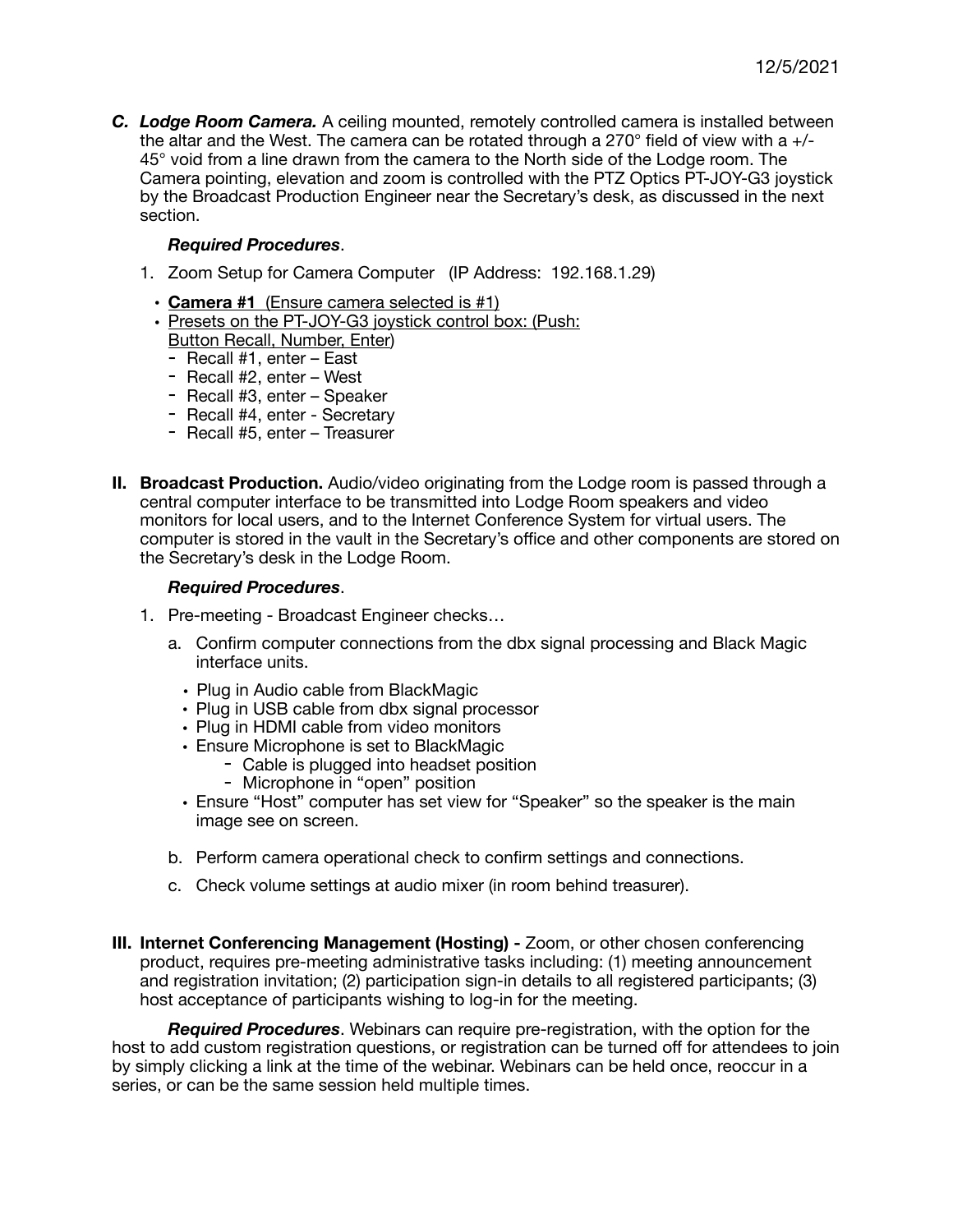***C. Lodge Room Camera.*** A ceiling mounted, remotely controlled camera is installed between the altar and the West. The camera can be rotated through a 270° field of view with a +/- 45° void from a line drawn from the camera to the North side of the Lodge room. The Camera pointing, elevation and zoom is controlled with the PTZ Optics PT-JOY-G3 joystick by the Broadcast Production Engineer near the Secretary's desk, as discussed in the next section.

***Required Procedures***.

1. Zoom Setup for Camera Computer (IP Address: 192.168.1.29)
   - **Camera #1** (Ensure camera selected is #1)
   - Presets on the PT-JOY-G3 joystick control box: (Push: Button Recall, Number, Enter)
     - Recall #1, enter – East
     - Recall #2, enter – West
     - Recall #3, enter – Speaker
     - Recall #4, enter - Secretary
     - Recall #5, enter – Treasurer

**II. Broadcast Production.** Audio/video originating from the Lodge room is passed through a central computer interface to be transmitted into Lodge Room speakers and video monitors for local users, and to the Internet Conference System for virtual users. The computer is stored in the vault in the Secretary's office and other components are stored on the Secretary's desk in the Lodge Room.

***Required Procedures***.

1. Pre-meeting - Broadcast Engineer checks…
   a. Confirm computer connections from the dbx signal processing and Black Magic interface units.
      - Plug in Audio cable from BlackMagic
      - Plug in USB cable from dbx signal processor
      - Plug in HDMI cable from video monitors
      - Ensure Microphone is set to BlackMagic
        - Cable is plugged into headset position
        - Microphone in "open" position
      - Ensure "Host" computer has set view for "Speaker" so the speaker is the main image see on screen.

   b. Perform camera operational check to confirm settings and connections.

   c. Check volume settings at audio mixer (in room behind treasurer).

**III. Internet Conferencing Management (Hosting) -** Zoom, or other chosen conferencing product, requires pre-meeting administrative tasks including: (1) meeting announcement and registration invitation; (2) participation sign-in details to all registered participants; (3) host acceptance of participants wishing to log-in for the meeting.

***Required Procedures***. Webinars can require pre-registration, with the option for the host to add custom registration questions, or registration can be turned off for attendees to join by simply clicking a link at the time of the webinar. Webinars can be held once, reoccur in a series, or can be the same session held multiple times.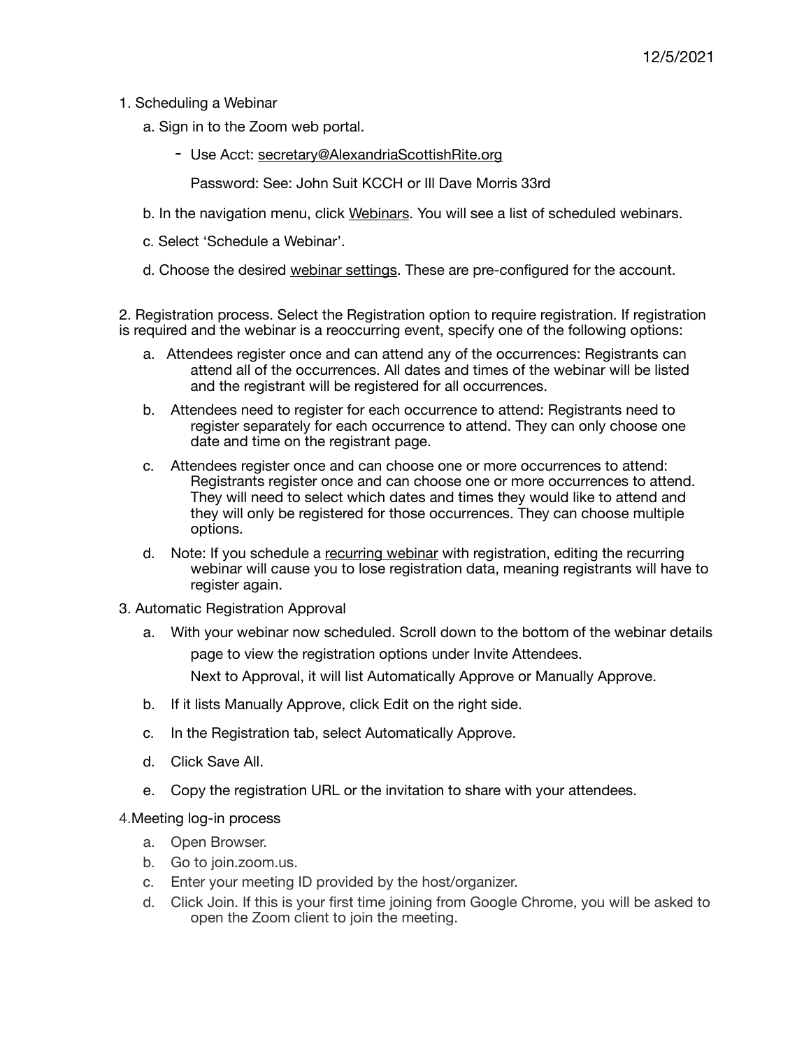12/5/2021

1. Scheduling a Webinar

   a. Sign in to the Zoom web portal.

      - Use Acct: secretary@AlexandriaScottishRite.org

        Password: See: John Suit KCCH or Ill Dave Morris 33rd

   b. In the navigation menu, click Webinars. You will see a list of scheduled webinars.

   c. Select 'Schedule a Webinar'.

   d. Choose the desired webinar settings. These are pre-configured for the account.

2. Registration process. Select the Registration option to require registration. If registration is required and the webinar is a reoccurring event, specify one of the following options:

   a. Attendees register once and can attend any of the occurrences: Registrants can attend all of the occurrences. All dates and times of the webinar will be listed and the registrant will be registered for all occurrences.

   b. Attendees need to register for each occurrence to attend: Registrants need to register separately for each occurrence to attend. They can only choose one date and time on the registrant page.

   c. Attendees register once and can choose one or more occurrences to attend: Registrants register once and can choose one or more occurrences to attend. They will need to select which dates and times they would like to attend and they will only be registered for those occurrences. They can choose multiple options.

   d. Note: If you schedule a recurring webinar with registration, editing the recurring webinar will cause you to lose registration data, meaning registrants will have to register again.

3. Automatic Registration Approval

   a. With your webinar now scheduled. Scroll down to the bottom of the webinar details page to view the registration options under Invite Attendees.

      Next to Approval, it will list Automatically Approve or Manually Approve.

   b. If it lists Manually Approve, click Edit on the right side.

   c. In the Registration tab, select Automatically Approve.

   d. Click Save All.

   e. Copy the registration URL or the invitation to share with your attendees.

4. Meeting log-in process

   a. Open Browser.
   b. Go to join.zoom.us.
   c. Enter your meeting ID provided by the host/organizer.
   d. Click Join. If this is your first time joining from Google Chrome, you will be asked to open the Zoom client to join the meeting.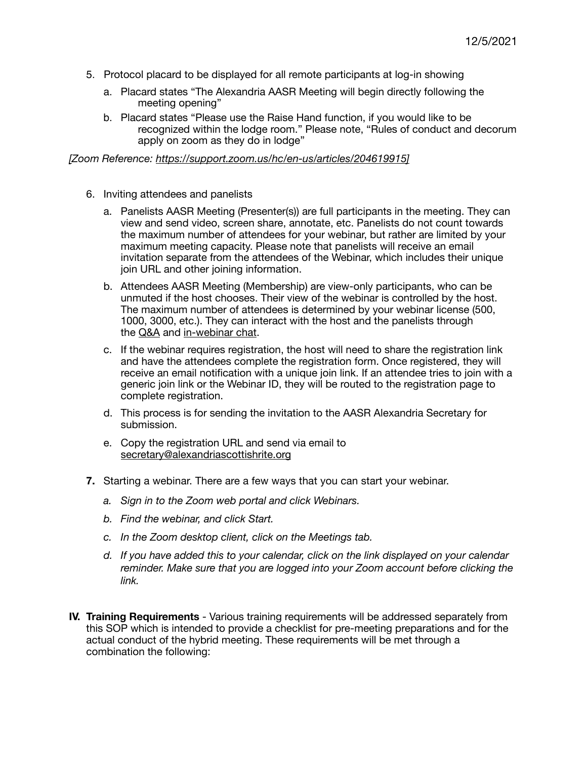5. Protocol placard to be displayed for all remote participants at log-in showing
   a. Placard states "The Alexandria AASR Meeting will begin directly following the meeting opening"
   b. Placard states "Please use the Raise Hand function, if you would like to be recognized within the lodge room." Please note, "Rules of conduct and decorum apply on zoom as they do in lodge"

*[Zoom Reference: https://support.zoom.us/hc/en-us/articles/204619915]*

6. Inviting attendees and panelists
   a. Panelists AASR Meeting (Presenter(s)) are full participants in the meeting. They can view and send video, screen share, annotate, etc. Panelists do not count towards the maximum number of attendees for your webinar, but rather are limited by your maximum meeting capacity. Please note that panelists will receive an email invitation separate from the attendees of the Webinar, which includes their unique join URL and other joining information.
   b. Attendees AASR Meeting (Membership) are view-only participants, who can be unmuted if the host chooses. Their view of the webinar is controlled by the host. The maximum number of attendees is determined by your webinar license (500, 1000, 3000, etc.). They can interact with the host and the panelists through the Q&A and in-webinar chat.
   c. If the webinar requires registration, the host will need to share the registration link and have the attendees complete the registration form. Once registered, they will receive an email notification with a unique join link. If an attendee tries to join with a generic join link or the Webinar ID, they will be routed to the registration page to complete registration.
   d. This process is for sending the invitation to the AASR Alexandria Secretary for submission.
   e. Copy the registration URL and send via email to secretary@alexandriascottishrite.org

**7.** Starting a webinar. There are a few ways that you can start your webinar.
   *a. Sign in to the Zoom web portal and click Webinars.*
   *b. Find the webinar, and click Start.*
   *c. In the Zoom desktop client, click on the Meetings tab.*
   *d. If you have added this to your calendar, click on the link displayed on your calendar reminder. Make sure that you are logged into your Zoom account before clicking the link.*

**IV. Training Requirements** - Various training requirements will be addressed separately from this SOP which is intended to provide a checklist for pre-meeting preparations and for the actual conduct of the hybrid meeting. These requirements will be met through a combination the following: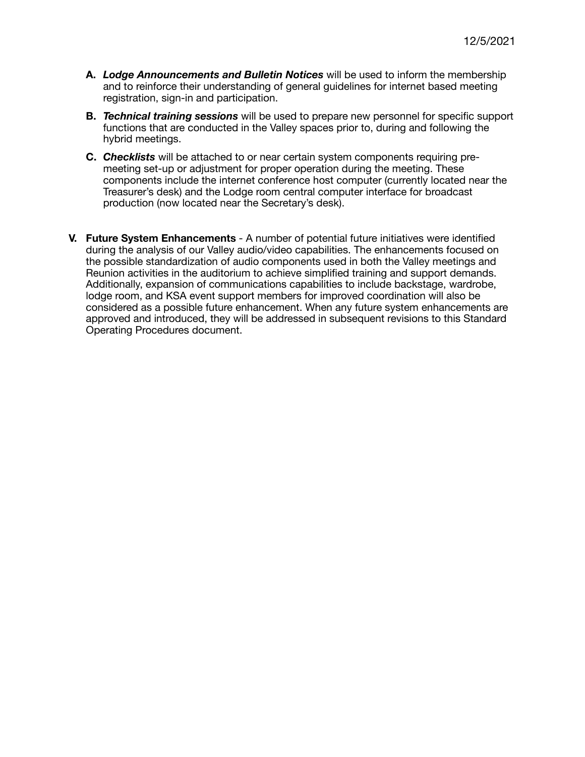12/5/2021

A. ***Lodge Announcements and Bulletin Notices*** will be used to inform the membership and to reinforce their understanding of general guidelines for internet based meeting registration, sign-in and participation.

B. ***Technical training sessions*** will be used to prepare new personnel for specific support functions that are conducted in the Valley spaces prior to, during and following the hybrid meetings.

C. ***Checklists*** will be attached to or near certain system components requiring pre-meeting set-up or adjustment for proper operation during the meeting. These components include the internet conference host computer (currently located near the Treasurer's desk) and the Lodge room central computer interface for broadcast production (now located near the Secretary's desk).

**V. Future System Enhancements** - A number of potential future initiatives were identified during the analysis of our Valley audio/video capabilities. The enhancements focused on the possible standardization of audio components used in both the Valley meetings and Reunion activities in the auditorium to achieve simplified training and support demands. Additionally, expansion of communications capabilities to include backstage, wardrobe, lodge room, and KSA event support members for improved coordination will also be considered as a possible future enhancement. When any future system enhancements are approved and introduced, they will be addressed in subsequent revisions to this Standard Operating Procedures document.